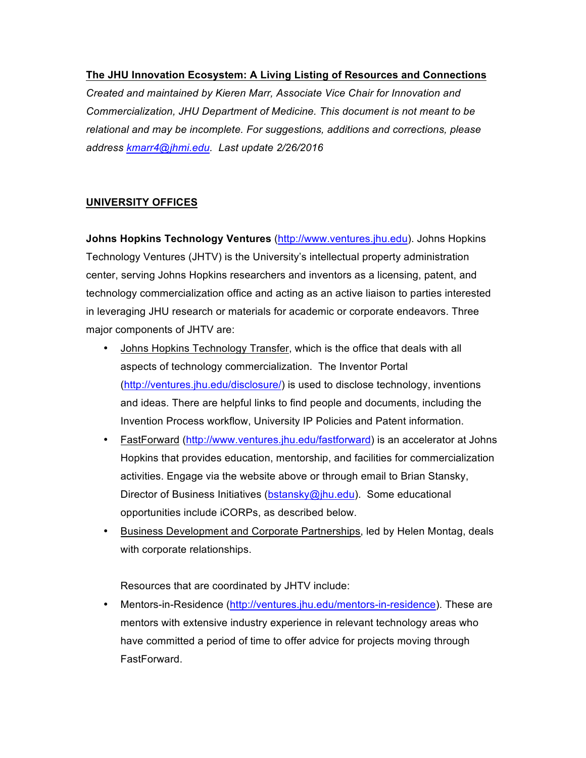**The JHU Innovation Ecosystem: A Living Listing of Resources and Connections**

*Created and maintained by Kieren Marr, Associate Vice Chair for Innovation and Commercialization, JHU Department of Medicine. This document is not meant to be relational and may be incomplete. For suggestions, additions and corrections, please address kmarr4@jhmi.edu. Last update 2/26/2016*

**UNIVERSITY OFFICES**

**Johns Hopkins Technology Ventures** (http://www.ventures.jhu.edu). Johns Hopkins Technology Ventures (JHTV) is the University's intellectual property administration center, serving Johns Hopkins researchers and inventors as a licensing, patent, and technology commercialization office and acting as an active liaison to parties interested in leveraging JHU research or materials for academic or corporate endeavors. Three major components of JHTV are:

- Johns Hopkins Technology Transfer, which is the office that deals with all aspects of technology commercialization. The Inventor Portal (http://ventures.jhu.edu/disclosure/) is used to disclose technology, inventions and ideas. There are helpful links to find people and documents, including the Invention Process workflow, University IP Policies and Patent information.
- FastForward (http://www.ventures.jhu.edu/fastforward) is an accelerator at Johns Hopkins that provides education, mentorship, and facilities for commercialization activities. Engage via the website above or through email to Brian Stansky, Director of Business Initiatives (bstansky@jhu.edu). Some educational opportunities include iCORPs, as described below.
- Business Development and Corporate Partnerships, led by Helen Montag, deals with corporate relationships.

Resources that are coordinated by JHTV include:

- Mentors-in-Residence (http://ventures.jhu.edu/mentors-in-residence). These are mentors with extensive industry experience in relevant technology areas who have committed a period of time to offer advice for projects moving through FastForward.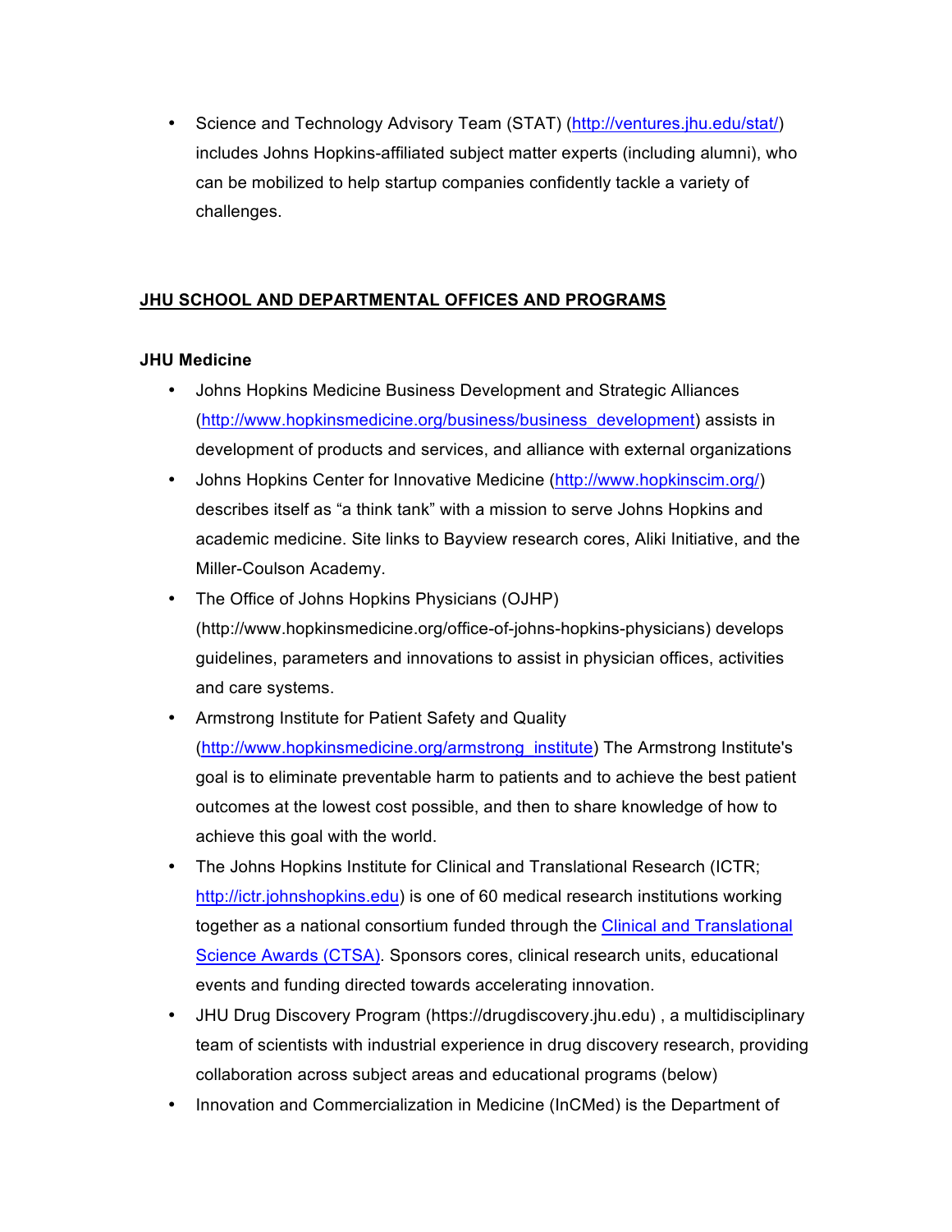- Science and Technology Advisory Team (STAT) ([http://ventures.jhu.edu/stat/](http://ventures.jhu.edu/stat/)) includes Johns Hopkins-affiliated subject matter experts (including alumni), who can be mobilized to help startup companies confidently tackle a variety of challenges.

## JHU SCHOOL AND DEPARTMENTAL OFFICES AND PROGRAMS

### JHU Medicine

- Johns Hopkins Medicine Business Development and Strategic Alliances ([http://www.hopkinsmedicine.org/business/business_development](http://www.hopkinsmedicine.org/business/business_development)) assists in development of products and services, and alliance with external organizations
- Johns Hopkins Center for Innovative Medicine ([http://www.hopkinscim.org/](http://www.hopkinscim.org/)) describes itself as "a think tank" with a mission to serve Johns Hopkins and academic medicine. Site links to Bayview research cores, Aliki Initiative, and the Miller-Coulson Academy.
- The Office of Johns Hopkins Physicians (OJHP) (http://www.hopkinsmedicine.org/office-of-johns-hopkins-physicians) develops guidelines, parameters and innovations to assist in physician offices, activities and care systems.
- Armstrong Institute for Patient Safety and Quality ([http://www.hopkinsmedicine.org/armstrong_institute](http://www.hopkinsmedicine.org/armstrong_institute)) The Armstrong Institute's goal is to eliminate preventable harm to patients and to achieve the best patient outcomes at the lowest cost possible, and then to share knowledge of how to achieve this goal with the world.
- The Johns Hopkins Institute for Clinical and Translational Research (ICTR; [http://ictr.johnshopkins.edu](http://ictr.johnshopkins.edu)) is one of 60 medical research institutions working together as a national consortium funded through the Clinical and Translational Science Awards (CTSA). Sponsors cores, clinical research units, educational events and funding directed towards accelerating innovation.
- JHU Drug Discovery Program (https://drugdiscovery.jhu.edu) , a multidisciplinary team of scientists with industrial experience in drug discovery research, providing collaboration across subject areas and educational programs (below)
- Innovation and Commercialization in Medicine (InCMed) is the Department of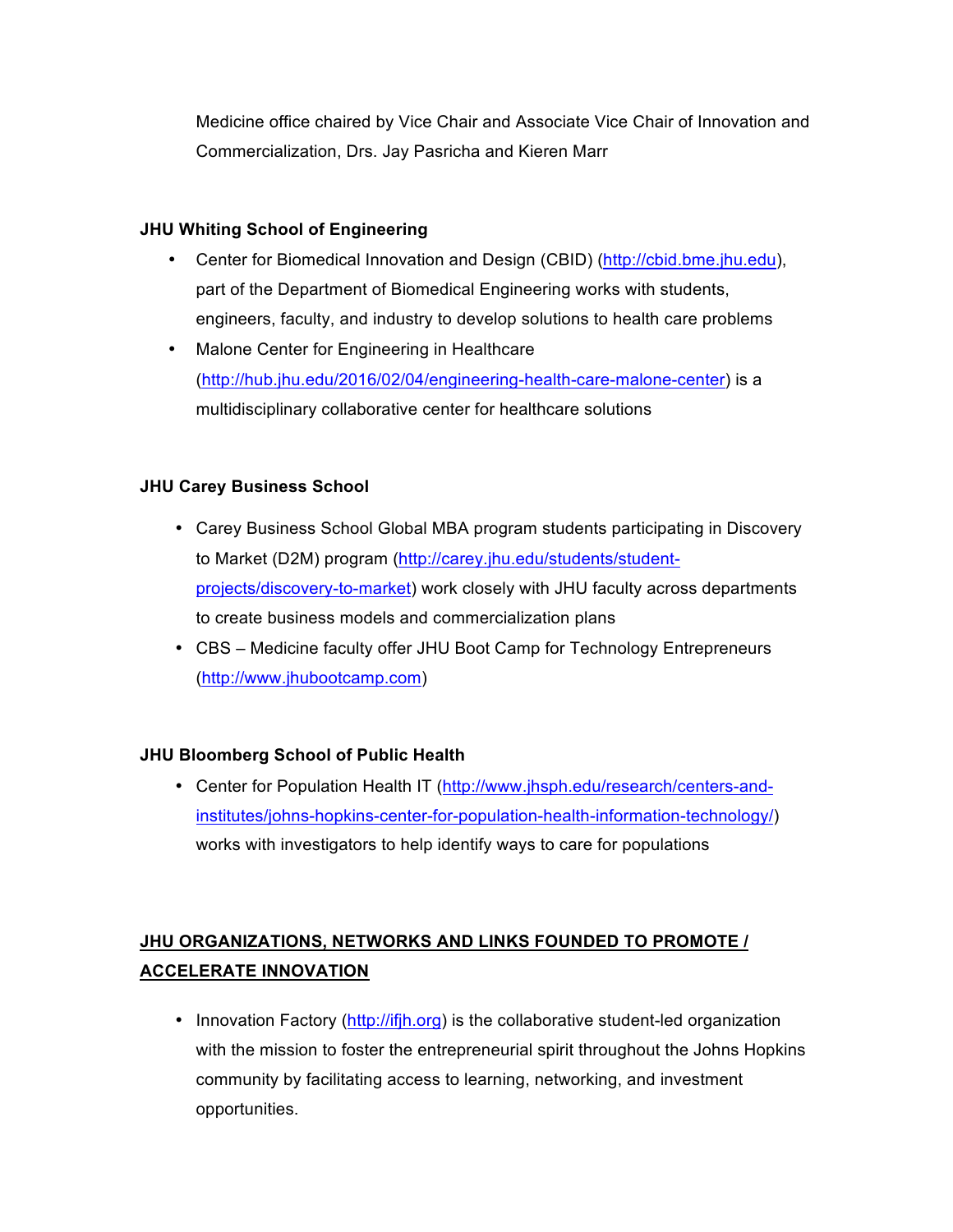Medicine office chaired by Vice Chair and Associate Vice Chair of Innovation and Commercialization, Drs. Jay Pasricha and Kieren Marr

**JHU Whiting School of Engineering**

- Center for Biomedical Innovation and Design (CBID) (http://cbid.bme.jhu.edu), part of the Department of Biomedical Engineering works with students, engineers, faculty, and industry to develop solutions to health care problems
- Malone Center for Engineering in Healthcare (http://hub.jhu.edu/2016/02/04/engineering-health-care-malone-center) is a multidisciplinary collaborative center for healthcare solutions

**JHU Carey Business School**

- Carey Business School Global MBA program students participating in Discovery to Market (D2M) program (http://carey.jhu.edu/students/student-projects/discovery-to-market) work closely with JHU faculty across departments to create business models and commercialization plans
- CBS – Medicine faculty offer JHU Boot Camp for Technology Entrepreneurs (http://www.jhubootcamp.com)

**JHU Bloomberg School of Public Health**

- Center for Population Health IT (http://www.jhsph.edu/research/centers-and-institutes/johns-hopkins-center-for-population-health-information-technology/) works with investigators to help identify ways to care for populations

## **<u>JHU ORGANIZATIONS, NETWORKS AND LINKS FOUNDED TO PROMOTE / ACCELERATE INNOVATION</u>**

- Innovation Factory (http://ifjh.org) is the collaborative student-led organization with the mission to foster the entrepreneurial spirit throughout the Johns Hopkins community by facilitating access to learning, networking, and investment opportunities.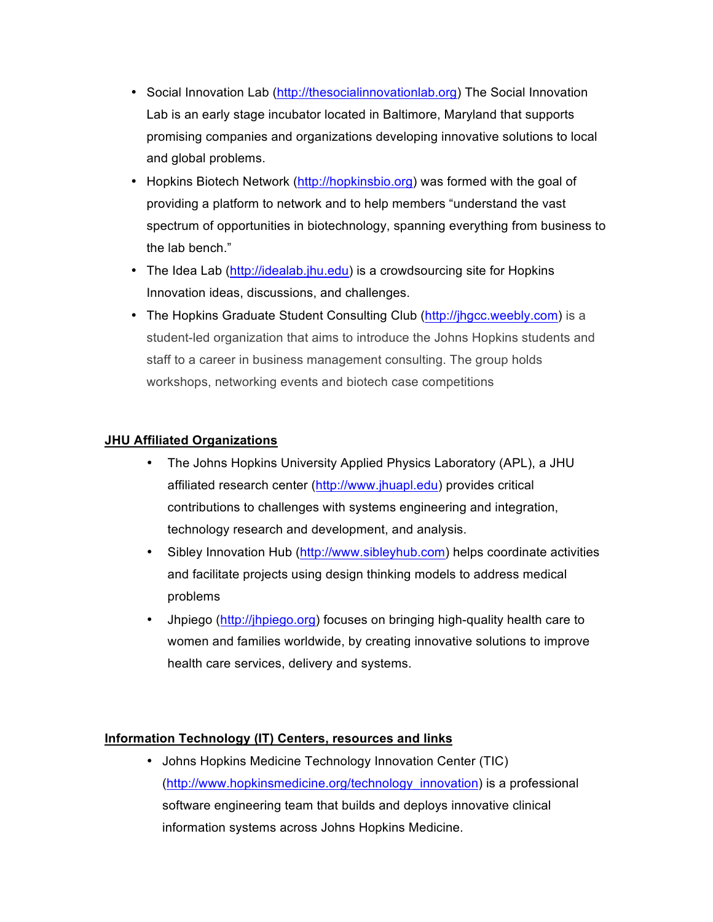- Social Innovation Lab (http://thesocialinnovationlab.org) The Social Innovation Lab is an early stage incubator located in Baltimore, Maryland that supports promising companies and organizations developing innovative solutions to local and global problems.
- Hopkins Biotech Network (http://hopkinsbio.org) was formed with the goal of providing a platform to network and to help members "understand the vast spectrum of opportunities in biotechnology, spanning everything from business to the lab bench."
- The Idea Lab (http://idealab.jhu.edu) is a crowdsourcing site for Hopkins Innovation ideas, discussions, and challenges.
- The Hopkins Graduate Student Consulting Club (http://jhgcc.weebly.com) is a student-led organization that aims to introduce the Johns Hopkins students and staff to a career in business management consulting. The group holds workshops, networking events and biotech case competitions

**JHU Affiliated Organizations**

- The Johns Hopkins University Applied Physics Laboratory (APL), a JHU affiliated research center (http://www.jhuapl.edu) provides critical contributions to challenges with systems engineering and integration, technology research and development, and analysis.
- Sibley Innovation Hub (http://www.sibleyhub.com) helps coordinate activities and facilitate projects using design thinking models to address medical problems
- Jhpiego (http://jhpiego.org) focuses on bringing high-quality health care to women and families worldwide, by creating innovative solutions to improve health care services, delivery and systems.

**Information Technology (IT) Centers, resources and links**

- Johns Hopkins Medicine Technology Innovation Center (TIC) (http://www.hopkinsmedicine.org/technology_innovation) is a professional software engineering team that builds and deploys innovative clinical information systems across Johns Hopkins Medicine.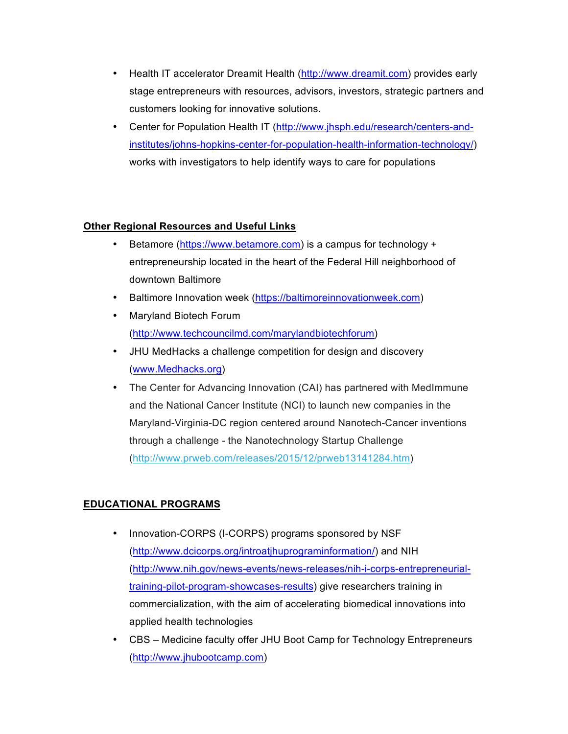- Health IT accelerator Dreamit Health (http://www.dreamit.com) provides early stage entrepreneurs with resources, advisors, investors, strategic partners and customers looking for innovative solutions.
- Center for Population Health IT (http://www.jhsph.edu/research/centers-and-institutes/johns-hopkins-center-for-population-health-information-technology/) works with investigators to help identify ways to care for populations

**Other Regional Resources and Useful Links**

- Betamore (https://www.betamore.com) is a campus for technology + entrepreneurship located in the heart of the Federal Hill neighborhood of downtown Baltimore
- Baltimore Innovation week (https://baltimoreinnovationweek.com)
- Maryland Biotech Forum (http://www.techcouncilmd.com/marylandbiotechforum)
- JHU MedHacks a challenge competition for design and discovery (www.Medhacks.org)
- The Center for Advancing Innovation (CAI) has partnered with MedImmune and the National Cancer Institute (NCI) to launch new companies in the Maryland-Virginia-DC region centered around Nanotech-Cancer inventions through a challenge - the Nanotechnology Startup Challenge (http://www.prweb.com/releases/2015/12/prweb13141284.htm)

**EDUCATIONAL PROGRAMS**

- Innovation-CORPS (I-CORPS) programs sponsored by NSF (http://www.dcicorps.org/introatjhuprograminformation/) and NIH (http://www.nih.gov/news-events/news-releases/nih-i-corps-entrepreneurial-training-pilot-program-showcases-results) give researchers training in commercialization, with the aim of accelerating biomedical innovations into applied health technologies
- CBS – Medicine faculty offer JHU Boot Camp for Technology Entrepreneurs (http://www.jhubootcamp.com)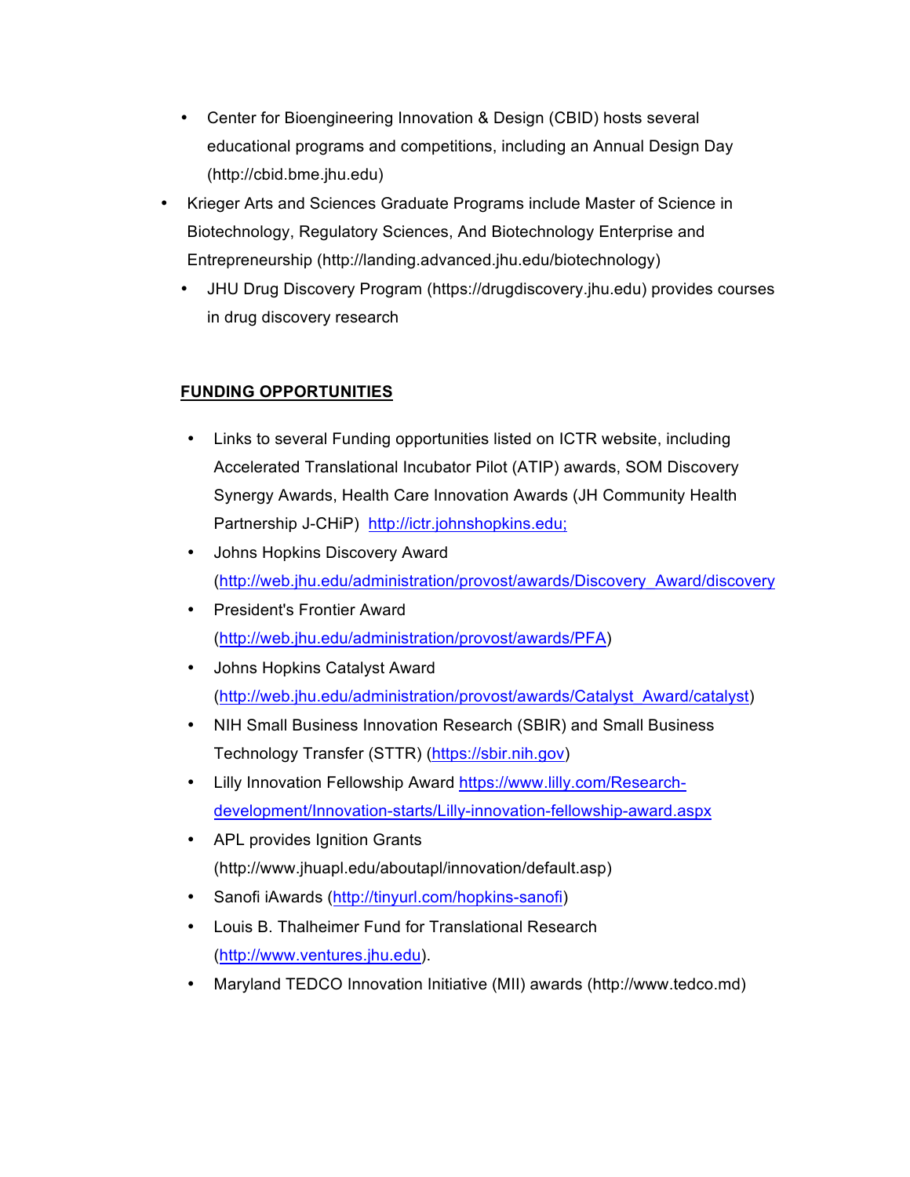- Center for Bioengineering Innovation & Design (CBID) hosts several educational programs and competitions, including an Annual Design Day (http://cbid.bme.jhu.edu)

- Krieger Arts and Sciences Graduate Programs include Master of Science in Biotechnology, Regulatory Sciences, And Biotechnology Enterprise and Entrepreneurship (http://landing.advanced.jhu.edu/biotechnology)
  - JHU Drug Discovery Program (https://drugdiscovery.jhu.edu) provides courses in drug discovery research

**FUNDING OPPORTUNITIES**

- Links to several Funding opportunities listed on ICTR website, including Accelerated Translational Incubator Pilot (ATIP) awards, SOM Discovery Synergy Awards, Health Care Innovation Awards (JH Community Health Partnership J-CHiP) http://ictr.johnshopkins.edu;
- Johns Hopkins Discovery Award (http://web.jhu.edu/administration/provost/awards/Discovery_Award/discovery
- President's Frontier Award (http://web.jhu.edu/administration/provost/awards/PFA)
- Johns Hopkins Catalyst Award (http://web.jhu.edu/administration/provost/awards/Catalyst_Award/catalyst)
- NIH Small Business Innovation Research (SBIR) and Small Business Technology Transfer (STTR) (https://sbir.nih.gov)
- Lilly Innovation Fellowship Award https://www.lilly.com/Research-development/Innovation-starts/Lilly-innovation-fellowship-award.aspx
- APL provides Ignition Grants (http://www.jhuapl.edu/aboutapl/innovation/default.asp)
- Sanofi iAwards (http://tinyurl.com/hopkins-sanofi)
- Louis B. Thalheimer Fund for Translational Research (http://www.ventures.jhu.edu).
- Maryland TEDCO Innovation Initiative (MII) awards (http://www.tedco.md)